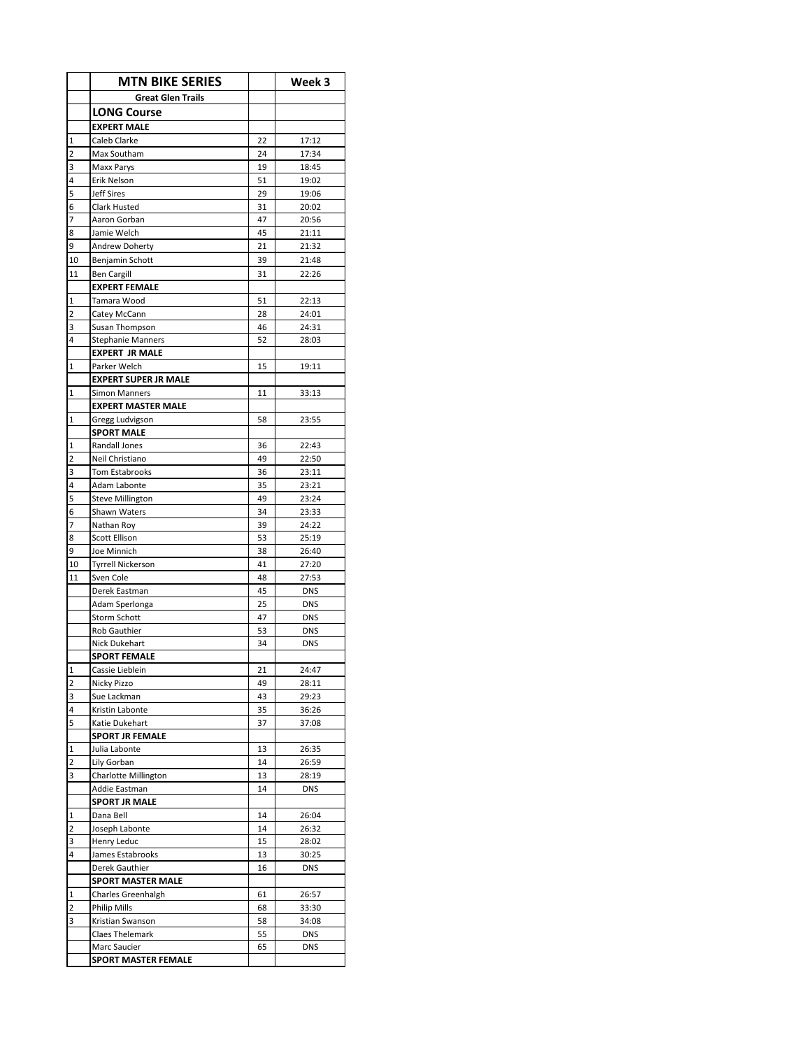| | MTN BIKE SERIES | | Week 3 |
|---|---|---|---|
| | **Great Glen Trails** | | |
| | **LONG Course** | | |
| | **EXPERT MALE** | | |
| 1 | Caleb Clarke | 22 | 17:12 |
| 2 | Max Southam | 24 | 17:34 |
| 3 | Maxx Parys | 19 | 18:45 |
| 4 | Erik Nelson | 51 | 19:02 |
| 5 | Jeff Sires | 29 | 19:06 |
| 6 | Clark Husted | 31 | 20:02 |
| 7 | Aaron Gorban | 47 | 20:56 |
| 8 | Jamie Welch | 45 | 21:11 |
| 9 | Andrew Doherty | 21 | 21:32 |
| 10 | Benjamin Schott | 39 | 21:48 |
| 11 | Ben Cargill | 31 | 22:26 |
| | **EXPERT FEMALE** | | |
| 1 | Tamara Wood | 51 | 22:13 |
| 2 | Catey McCann | 28 | 24:01 |
| 3 | Susan Thompson | 46 | 24:31 |
| 4 | Stephanie Manners | 52 | 28:03 |
| | **EXPERT JR MALE** | | |
| 1 | Parker Welch | 15 | 19:11 |
| | **EXPERT SUPER JR MALE** | | |
| 1 | Simon Manners | 11 | 33:13 |
| | **EXPERT MASTER MALE** | | |
| 1 | Gregg Ludvigson | 58 | 23:55 |
| | **SPORT MALE** | | |
| 1 | Randall Jones | 36 | 22:43 |
| 2 | Neil Christiano | 49 | 22:50 |
| 3 | Tom Estabrooks | 36 | 23:11 |
| 4 | Adam Labonte | 35 | 23:21 |
| 5 | Steve Millington | 49 | 23:24 |
| 6 | Shawn Waters | 34 | 23:33 |
| 7 | Nathan Roy | 39 | 24:22 |
| 8 | Scott Ellison | 53 | 25:19 |
| 9 | Joe Minnich | 38 | 26:40 |
| 10 | Tyrrell Nickerson | 41 | 27:20 |
| 11 | Sven Cole | 48 | 27:53 |
| | Derek Eastman | 45 | DNS |
| | Adam Sperlonga | 25 | DNS |
| | Storm Schott | 47 | DNS |
| | Rob Gauthier | 53 | DNS |
| | Nick Dukehart | 34 | DNS |
| | **SPORT FEMALE** | | |
| 1 | Cassie Lieblein | 21 | 24:47 |
| 2 | Nicky Pizzo | 49 | 28:11 |
| 3 | Sue Lackman | 43 | 29:23 |
| 4 | Kristin Labonte | 35 | 36:26 |
| 5 | Katie Dukehart | 37 | 37:08 |
| | **SPORT JR FEMALE** | | |
| 1 | Julia Labonte | 13 | 26:35 |
| 2 | Lily Gorban | 14 | 26:59 |
| 3 | Charlotte Millington | 13 | 28:19 |
| | Addie Eastman | 14 | DNS |
| | **SPORT JR MALE** | | |
| 1 | Dana Bell | 14 | 26:04 |
| 2 | Joseph Labonte | 14 | 26:32 |
| 3 | Henry Leduc | 15 | 28:02 |
| 4 | James Estabrooks | 13 | 30:25 |
| | Derek Gauthier | 16 | DNS |
| | **SPORT MASTER MALE** | | |
| 1 | Charles Greenhalgh | 61 | 26:57 |
| 2 | Philip Mills | 68 | 33:30 |
| 3 | Kristian Swanson | 58 | 34:08 |
| | Claes Thelemark | 55 | DNS |
| | Marc Saucier | 65 | DNS |
| | **SPORT MASTER FEMALE** | | |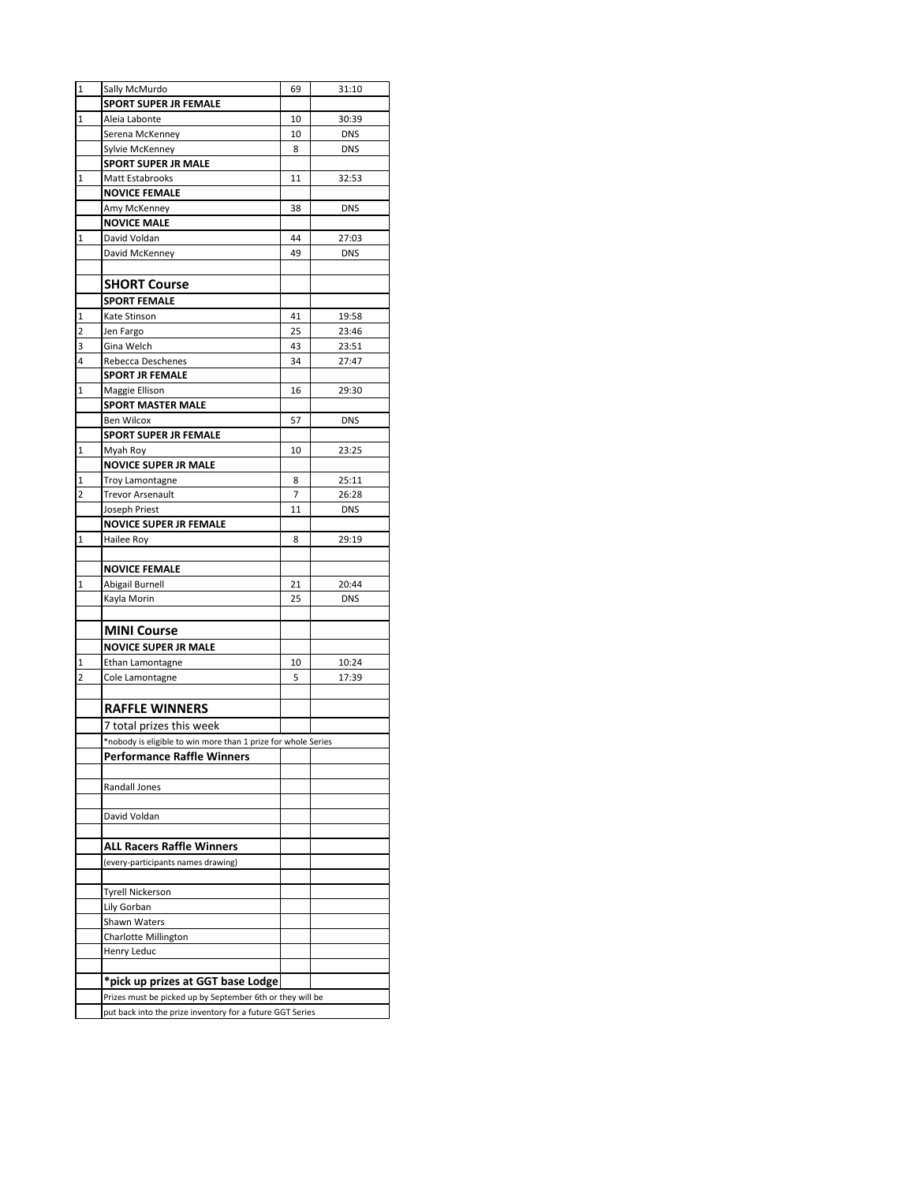| | | | |
|---|---|---|---|
| 1 | Sally McMurdo | 69 | 31:10 |
| | **SPORT SUPER JR FEMALE** | | |
| 1 | Aleia Labonte | 10 | 30:39 |
| | Serena McKenney | 10 | DNS |
| | Sylvie McKenney | 8 | DNS |
| | **SPORT SUPER JR MALE** | | |
| 1 | Matt Estabrooks | 11 | 32:53 |
| | **NOVICE FEMALE** | | |
| | Amy McKenney | 38 | DNS |
| | **NOVICE MALE** | | |
| 1 | David Voldan | 44 | 27:03 |
| | David McKenney | 49 | DNS |
| | | | |
| | **SHORT Course** | | |
| | **SPORT FEMALE** | | |
| 1 | Kate Stinson | 41 | 19:58 |
| 2 | Jen Fargo | 25 | 23:46 |
| 3 | Gina Welch | 43 | 23:51 |
| 4 | Rebecca Deschenes | 34 | 27:47 |
| | **SPORT JR FEMALE** | | |
| 1 | Maggie Ellison | 16 | 29:30 |
| | **SPORT MASTER MALE** | | |
| | Ben Wilcox | 57 | DNS |
| | **SPORT SUPER JR FEMALE** | | |
| 1 | Myah Roy | 10 | 23:25 |
| | **NOVICE SUPER JR MALE** | | |
| 1 | Troy Lamontagne | 8 | 25:11 |
| 2 | Trevor Arsenault | 7 | 26:28 |
| | Joseph Priest | 11 | DNS |
| | **NOVICE SUPER JR FEMALE** | | |
| 1 | Hailee Roy | 8 | 29:19 |
| | | | |
| | **NOVICE FEMALE** | | |
| 1 | Abigail Burnell | 21 | 20:44 |
| | Kayla Morin | 25 | DNS |
| | | | |
| | **MINI Course** | | |
| | **NOVICE SUPER JR MALE** | | |
| 1 | Ethan Lamontagne | 10 | 10:24 |
| 2 | Cole Lamontagne | 5 | 17:39 |
| | | | |
| | **RAFFLE WINNERS** | | |
| | 7 total prizes this week | | |
| | *nobody is eligible to win more than 1 prize for whole Series | | |
| | **Performance Raffle Winners** | | |
| | | | |
| | Randall Jones | | |
| | | | |
| | David Voldan | | |
| | | | |
| | **ALL Racers Raffle Winners** | | |
| | (every-participants names drawing) | | |
| | | | |
| | Tyrell Nickerson | | |
| | Lily Gorban | | |
| | Shawn Waters | | |
| | Charlotte Millington | | |
| | Henry Leduc | | |
| | | | |
| | ***pick up prizes at GGT base Lodge** | | |
| | Prizes must be picked up by September 6th or they will be | | |
| | put back into the prize inventory for a future GGT Series | | |